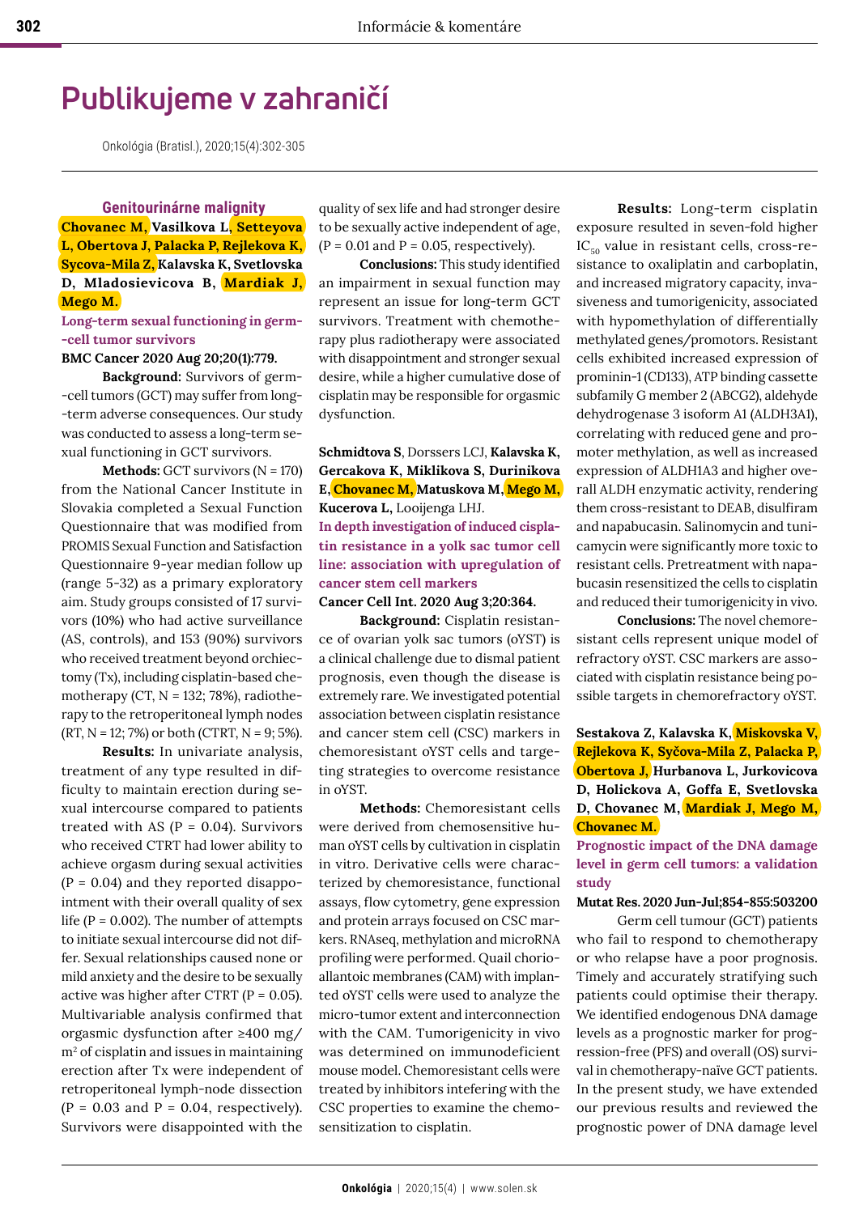# Publikujeme v zahraničí

Onkológia (Bratisl.), 2020;15(4):302-305

## Genitourinárne malignity

**Chovanec M, Vasilkova L, Setteyova L, Obertova J, Palacka P, Rejlekova K, Sycova-Mila Z,** Kalavska K, **Svetlovska D, Mladosievicova B, Mardiak J, Mego M.**

### Long-term sexual functioning in germ-cell tumor survivors

**BMC Cancer 2020 Aug 20;20(1):779.**

**Background:** Survivors of germ-cell tumors (GCT) may suffer from long-term adverse consequences. Our study was conducted to assess a long-term sexual functioning in GCT survivors.

**Methods:** GCT survivors (N = 170) from the National Cancer Institute in Slovakia completed a Sexual Function Questionnaire that was modified from PROMIS Sexual Function and Satisfaction Questionnaire 9-year median follow up (range 5-32) as a primary exploratory aim. Study groups consisted of 17 survivors (10%) who had active surveillance (AS, controls), and 153 (90%) survivors who received treatment beyond orchiectomy (Tx), including cisplatin-based chemotherapy (CT, N = 132; 78%), radiotherapy to the retroperitoneal lymph nodes (RT, N = 12; 7%) or both (CTRT, N = 9; 5%).

**Results:** In univariate analysis, treatment of any type resulted in difficulty to maintain erection during sexual intercourse compared to patients treated with AS (P = 0.04). Survivors who received CTRT had lower ability to achieve orgasm during sexual activities (P = 0.04) and they reported disappointment with their overall quality of sex life (P = 0.002). The number of attempts to initiate sexual intercourse did not differ. Sexual relationships caused none or mild anxiety and the desire to be sexually active was higher after CTRT (P = 0.05). Multivariable analysis confirmed that orgasmic dysfunction after ≥400 mg/m$^2$ of cisplatin and issues in maintaining erection after Tx were independent of retroperitoneal lymph-node dissection (P = 0.03 and P = 0.04, respectively). Survivors were disappointed with the quality of sex life and had stronger desire to be sexually active independent of age, (P = 0.01 and P = 0.05, respectively).

**Conclusions:** This study identified an impairment in sexual function may represent an issue for long-term GCT survivors. Treatment with chemotherapy plus radiotherapy were associated with disappointment and stronger sexual desire, while a higher cumulative dose of cisplatin may be responsible for orgasmic dysfunction.

**Schmidtova S**, Dorssers LCJ, **Kalavska K, Gercakova K, Miklikova S, Durinikova E, Chovanec M, Matuskova M, Mego M, Kucerova L,** Looijenga LHJ.

### In depth investigation of induced cisplatin resistance in a yolk sac tumor cell line: association with upregulation of cancer stem cell markers

**Cancer Cell Int. 2020 Aug 3;20:364.**

**Background:** Cisplatin resistance of ovarian yolk sac tumors (oYST) is a clinical challenge due to dismal patient prognosis, even though the disease is extremely rare. We investigated potential association between cisplatin resistance and cancer stem cell (CSC) markers in chemoresistant oYST cells and targeting strategies to overcome resistance in oYST.

**Methods:** Chemoresistant cells were derived from chemosensitive human oYST cells by cultivation in cisplatin in vitro. Derivative cells were characterized by chemoresistance, functional assays, flow cytometry, gene expression and protein arrays focused on CSC markers. RNAseq, methylation and microRNA profiling were performed. Quail chorioallantoic membranes (CAM) with implanted oYST cells were used to analyze the micro-tumor extent and interconnection with the CAM. Tumorigenicity in vivo was determined on immunodeficient mouse model. Chemoresistant cells were treated by inhibitors intefering with the CSC properties to examine the chemosensitization to cisplatin.

**Results:** Long-term cisplatin exposure resulted in seven-fold higher $IC_{50}$ value in resistant cells, cross-resistance to oxaliplatin and carboplatin, and increased migratory capacity, invasiveness and tumorigenicity, associated with hypomethylation of differentially methylated genes/promotors. Resistant cells exhibited increased expression of prominin-1 (CD133), ATP binding cassette subfamily G member 2 (ABCG2), aldehyde dehydrogenase 3 isoform A1 (ALDH3A1), correlating with reduced gene and promoter methylation, as well as increased expression of ALDH1A3 and higher overall ALDH enzymatic activity, rendering them cross-resistant to DEAB, disulfiram and napabucasin. Salinomycin and tunicamycin were significantly more toxic to resistant cells. Pretreatment with napabucasin resensitized the cells to cisplatin and reduced their tumorigenicity in vivo.

**Conclusions:** The novel chemoresistant cells represent unique model of refractory oYST. CSC markers are associated with cisplatin resistance being possible targets in chemorefractory oYST.

**Sestakova Z, Kalavska K, Miskovska V, Rejlekova K, Syčova-Mila Z, Palacka P, Obertova J, Hurbanova L, Jurkovicova D, Holickova A, Goffa E, Svetlovska D, Chovanec M, Mardiak J, Mego M, Chovanec M.**

### Prognostic impact of the DNA damage level in germ cell tumors: a validation study

**Mutat Res. 2020 Jun-Jul;854-855:503200**

Germ cell tumour (GCT) patients who fail to respond to chemotherapy or who relapse have a poor prognosis. Timely and accurately stratifying such patients could optimise their therapy. We identified endogenous DNA damage levels as a prognostic marker for progression-free (PFS) and overall (OS) survival in chemotherapy-naïve GCT patients. In the present study, we have extended our previous results and reviewed the prognostic power of DNA damage level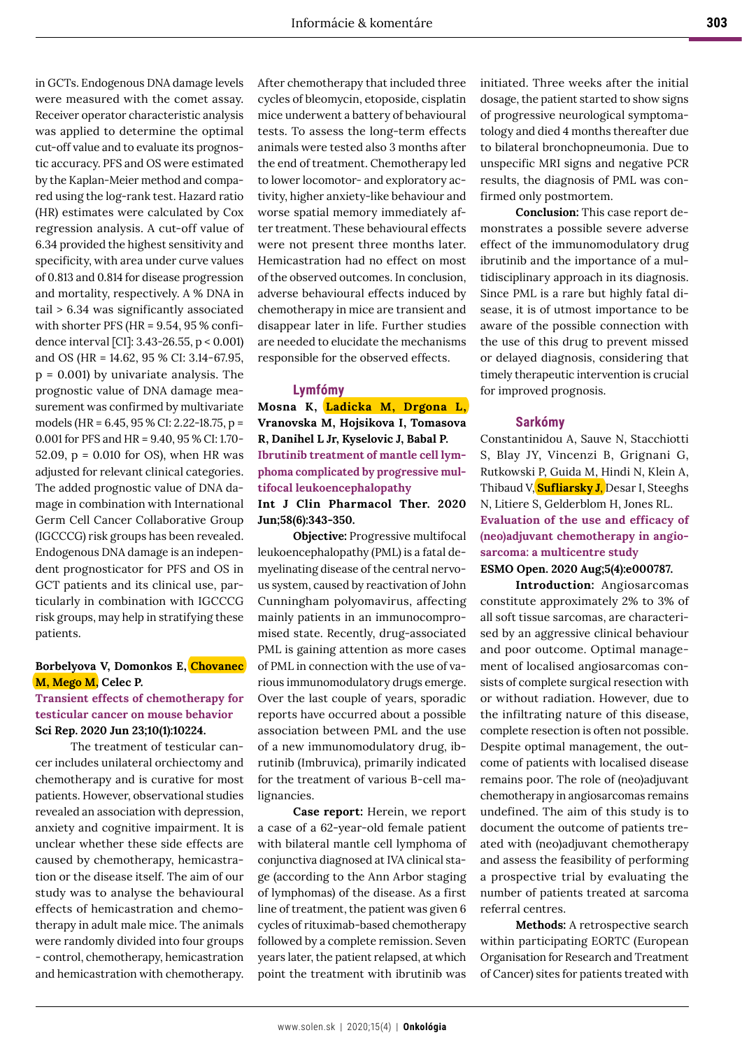in GCTs. Endogenous DNA damage levels were measured with the comet assay. Receiver operator characteristic analysis was applied to determine the optimal cut-off value and to evaluate its prognostic accuracy. PFS and OS were estimated by the Kaplan-Meier method and compared using the log-rank test. Hazard ratio (HR) estimates were calculated by Cox regression analysis. A cut-off value of 6.34 provided the highest sensitivity and specificity, with area under curve values of 0.813 and 0.814 for disease progression and mortality, respectively. A % DNA in tail > 6.34 was significantly associated with shorter PFS (HR = 9.54, 95 % confidence interval [CI]: 3.43-26.55, p < 0.001) and OS (HR = 14.62, 95 % CI: 3.14-67.95, p = 0.001) by univariate analysis. The prognostic value of DNA damage measurement was confirmed by multivariate models (HR = 6.45, 95 % CI: 2.22-18.75, p = 0.001 for PFS and HR = 9.40, 95 % CI: 1.70-52.09, p = 0.010 for OS), when HR was adjusted for relevant clinical categories. The added prognostic value of DNA damage in combination with International Germ Cell Cancer Collaborative Group (IGCCCG) risk groups has been revealed. Endogenous DNA damage is an independent prognosticator for PFS and OS in GCT patients and its clinical use, particularly in combination with IGCCCG risk groups, may help in stratifying these patients.

**Borbelyova V, Domonkos E, Chovanec M, Mego M, Celec P.**
**Transient effects of chemotherapy for testicular cancer on mouse behavior**
**Sci Rep. 2020 Jun 23;10(1):10224.**

The treatment of testicular cancer includes unilateral orchiectomy and chemotherapy and is curative for most patients. However, observational studies revealed an association with depression, anxiety and cognitive impairment. It is unclear whether these side effects are caused by chemotherapy, hemicastration or the disease itself. The aim of our study was to analyse the behavioural effects of hemicastration and chemotherapy in adult male mice. The animals were randomly divided into four groups - control, chemotherapy, hemicastration and hemicastration with chemotherapy. After chemotherapy that included three cycles of bleomycin, etoposide, cisplatin mice underwent a battery of behavioural tests. To assess the long-term effects animals were tested also 3 months after the end of treatment. Chemotherapy led to lower locomotor- and exploratory activity, higher anxiety-like behaviour and worse spatial memory immediately after treatment. These behavioural effects were not present three months later. Hemicastration had no effect on most of the observed outcomes. In conclusion, adverse behavioural effects induced by chemotherapy in mice are transient and disappear later in life. Further studies are needed to elucidate the mechanisms responsible for the observed effects.

## Lymfómy

**Mosna K, Ladicka M, Drgona L, Vranovska M, Hojsikova I, Tomasova R, Danihel L Jr, Kyselovic J, Babal P.**
**Ibrutinib treatment of mantle cell lymphoma complicated by progressive multifocal leukoencephalopathy**
**Int J Clin Pharmacol Ther. 2020 Jun;58(6):343-350.**

**Objective:** Progressive multifocal leukoencephalopathy (PML) is a fatal demyelinating disease of the central nervous system, caused by reactivation of John Cunningham polyomavirus, affecting mainly patients in an immunocompromised state. Recently, drug-associated PML is gaining attention as more cases of PML in connection with the use of various immunomodulatory drugs emerge. Over the last couple of years, sporadic reports have occurred about a possible association between PML and the use of a new immunomodulatory drug, ibrutinib (Imbruvica), primarily indicated for the treatment of various B-cell malignancies.

**Case report:** Herein, we report a case of a 62-year-old female patient with bilateral mantle cell lymphoma of conjunctiva diagnosed at IVA clinical stage (according to the Ann Arbor staging of lymphomas) of the disease. As a first line of treatment, the patient was given 6 cycles of rituximab-based chemotherapy followed by a complete remission. Seven years later, the patient relapsed, at which point the treatment with ibrutinib was initiated. Three weeks after the initial dosage, the patient started to show signs of progressive neurological symptomatology and died 4 months thereafter due to bilateral bronchopneumonia. Due to unspecific MRI signs and negative PCR results, the diagnosis of PML was confirmed only postmortem.

**Conclusion:** This case report demonstrates a possible severe adverse effect of the immunomodulatory drug ibrutinib and the importance of a multidisciplinary approach in its diagnosis. Since PML is a rare but highly fatal disease, it is of utmost importance to be aware of the possible connection with the use of this drug to prevent missed or delayed diagnosis, considering that timely therapeutic intervention is crucial for improved prognosis.

## Sarkómy

Constantinidou A, Sauve N, Stacchiotti S, Blay JY, Vincenzi B, Grignani G, Rutkowski P, Guida M, Hindi N, Klein A, Thibaud V, **Sufliarsky J**, Desar I, Steeghs N, Litiere S, Gelderblom H, Jones RL.
**Evaluation of the use and efficacy of (neo)adjuvant chemotherapy in angiosarcoma: a multicentre study**
**ESMO Open. 2020 Aug;5(4):e000787.**

**Introduction:** Angiosarcomas constitute approximately 2% to 3% of all soft tissue sarcomas, are characterised by an aggressive clinical behaviour and poor outcome. Optimal management of localised angiosarcomas consists of complete surgical resection with or without radiation. However, due to the infiltrating nature of this disease, complete resection is often not possible. Despite optimal management, the outcome of patients with localised disease remains poor. The role of (neo)adjuvant chemotherapy in angiosarcomas remains undefined. The aim of this study is to document the outcome of patients treated with (neo)adjuvant chemotherapy and assess the feasibility of performing a prospective trial by evaluating the number of patients treated at sarcoma referral centres.

**Methods:** A retrospective search within participating EORTC (European Organisation for Research and Treatment of Cancer) sites for patients treated with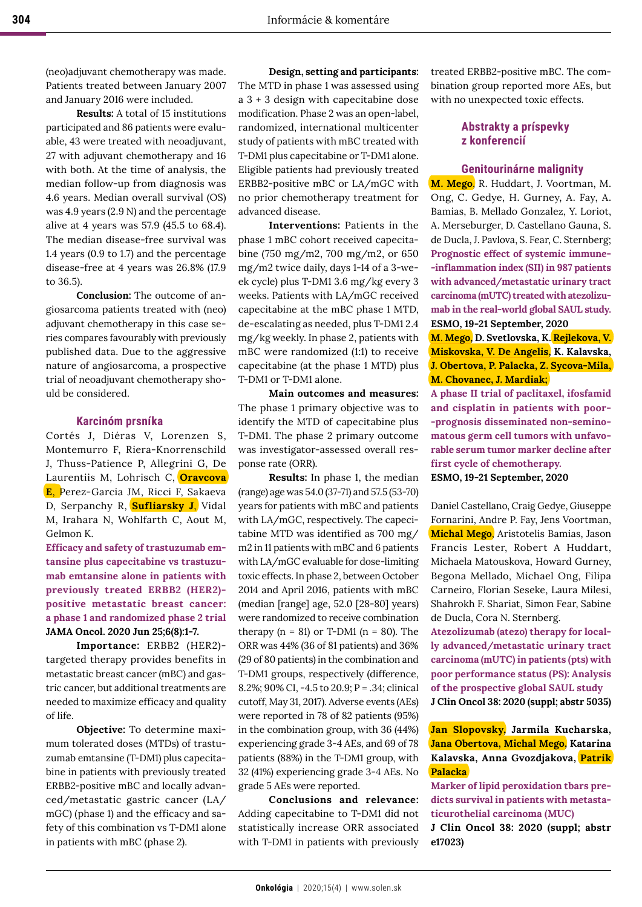(neo)adjuvant chemotherapy was made. Patients treated between January 2007 and January 2016 were included.

**Results:** A total of 15 institutions participated and 86 patients were evaluable, 43 were treated with neoadjuvant, 27 with adjuvant chemotherapy and 16 with both. At the time of analysis, the median follow-up from diagnosis was 4.6 years. Median overall survival (OS) was 4.9 years (2.9 N) and the percentage alive at 4 years was 57.9 (45.5 to 68.4). The median disease-free survival was 1.4 years (0.9 to 1.7) and the percentage disease-free at 4 years was 26.8% (17.9 to 36.5).

**Conclusion:** The outcome of angiosarcoma patients treated with (neo) adjuvant chemotherapy in this case series compares favourably with previously published data. Due to the aggressive nature of angiosarcoma, a prospective trial of neoadjuvant chemotherapy should be considered.

## Karcinóm prsníka

Cortés J, Diéras V, Lorenzen S, Montemurro F, Riera-Knorrenschild J, Thuss-Patience P, Allegrini G, De Laurentiis M, Lohrisch C, **Oravcova E**, Perez-Garcia JM, Ricci F, Sakaeva D, Serpanchy R, **Sufliarsky J**, Vidal M, Irahara N, Wohlfarth C, Aout M, Gelmon K.

**Efficacy and safety of trastuzumab emtansine plus capecitabine vs trastuzumab emtansine alone in patients with previously treated ERBB2 (HER2)-positive metastatic breast cancer: a phase 1 and randomized phase 2 trial**

**JAMA Oncol. 2020 Jun 25;6(8):1-7.**

**Importance:** ERBB2 (HER2)-targeted therapy provides benefits in metastatic breast cancer (mBC) and gastric cancer, but additional treatments are needed to maximize efficacy and quality of life.

**Objective:** To determine maximum tolerated doses (MTDs) of trastuzumab emtansine (T-DM1) plus capecitabine in patients with previously treated ERBB2-positive mBC and locally advanced/metastatic gastric cancer (LA/mGC) (phase 1) and the efficacy and safety of this combination vs T-DM1 alone in patients with mBC (phase 2).

**Design, setting and participants:** The MTD in phase 1 was assessed using a 3 + 3 design with capecitabine dose modification. Phase 2 was an open-label, randomized, international multicenter study of patients with mBC treated with T-DM1 plus capecitabine or T-DM1 alone. Eligible patients had previously treated ERBB2-positive mBC or LA/mGC with no prior chemotherapy treatment for advanced disease.

**Interventions:** Patients in the phase 1 mBC cohort received capecitabine (750 mg/m2, 700 mg/m2, or 650 mg/m2 twice daily, days 1-14 of a 3-week cycle) plus T-DM1 3.6 mg/kg every 3 weeks. Patients with LA/mGC received capecitabine at the mBC phase 1 MTD, de-escalating as needed, plus T-DM1 2.4 mg/kg weekly. In phase 2, patients with mBC were randomized (1:1) to receive capecitabine (at the phase 1 MTD) plus T-DM1 or T-DM1 alone.

**Main outcomes and measures:** The phase 1 primary objective was to identify the MTD of capecitabine plus T-DM1. The phase 2 primary outcome was investigator-assessed overall response rate (ORR).

**Results:** In phase 1, the median (range) age was 54.0 (37-71) and 57.5 (53-70) years for patients with mBC and patients with LA/mGC, respectively. The capecitabine MTD was identified as 700 mg/m2 in 11 patients with mBC and 6 patients with LA/mGC evaluable for dose-limiting toxic effects. In phase 2, between October 2014 and April 2016, patients with mBC (median [range] age, 52.0 [28-80] years) were randomized to receive combination therapy (n = 81) or T-DM1 (n = 80). The ORR was 44% (36 of 81 patients) and 36% (29 of 80 patients) in the combination and T-DM1 groups, respectively (difference, 8.2%; 90% CI, -4.5 to 20.9; P = .34; clinical cutoff, May 31, 2017). Adverse events (AEs) were reported in 78 of 82 patients (95%) in the combination group, with 36 (44%) experiencing grade 3-4 AEs, and 69 of 78 patients (88%) in the T-DM1 group, with 32 (41%) experiencing grade 3-4 AEs. No grade 5 AEs were reported.

**Conclusions and relevance:** Adding capecitabine to T-DM1 did not statistically increase ORR associated with T-DM1 in patients with previously treated ERBB2-positive mBC. The combination group reported more AEs, but with no unexpected toxic effects.

# Abstrakty a príspevky z konferencií

## Genitourinárne malignity

**M. Mego**, R. Huddart, J. Voortman, M. Ong, C. Gedye, H. Gurney, A. Fay, A. Bamias, B. Mellado Gonzalez, Y. Loriot, A. Merseburger, D. Castellano Gauna, S. de Ducla, J. Pavlova, S. Fear, C. Sternberg;

**Prognostic effect of systemic immune-inflammation index (SII) in 987 patients with advanced/metastatic urinary tract carcinoma (mUTC) treated with atezolizumab in the real-world global SAUL study.**

**ESMO, 19-21 September, 2020**

**M. Mego, D. Svetlovska, K. Rejlekova, V. Miskovska, V. De Angelis, K. Kalavska, J. Obertova, P. Palacka, Z. Sycova-Mila, M. Chovanec, J. Mardiak;**

**A phase II trial of paclitaxel, ifosfamid and cisplatin in patients with poor-prognosis disseminated non-seminomatous germ cell tumors with unfavorable serum tumor marker decline after first cycle of chemotherapy.**

**ESMO, 19-21 September, 2020**

Daniel Castellano, Craig Gedye, Giuseppe Fornarini, Andre P. Fay, Jens Voortman, **Michal Mego**, Aristotelis Bamias, Jason Francis Lester, Robert A Huddart, Michaela Matouskova, Howard Gurney, Begona Mellado, Michael Ong, Filipa Carneiro, Florian Seseke, Laura Milesi, Shahrokh F. Shariat, Simon Fear, Sabine de Ducla, Cora N. Sternberg.

**Atezolizumab (atezo) therapy for locally advanced/metastatic urinary tract carcinoma (mUTC) in patients (pts) with poor performance status (PS): Analysis of the prospective global SAUL study**

**J Clin Oncol 38: 2020 (suppl; abstr 5035)**

**Jan Slopovsky, Jarmila Kucharska, Jana Obertova, Michal Mego, Katarina Kalavska, Anna Gvozdjakova, Patrik Palacka**

**Marker of lipid peroxidation tbars predicts survival in patients with metastaticurothelial carcinoma (MUC)**

**J Clin Oncol 38: 2020 (suppl; abstr e17023)**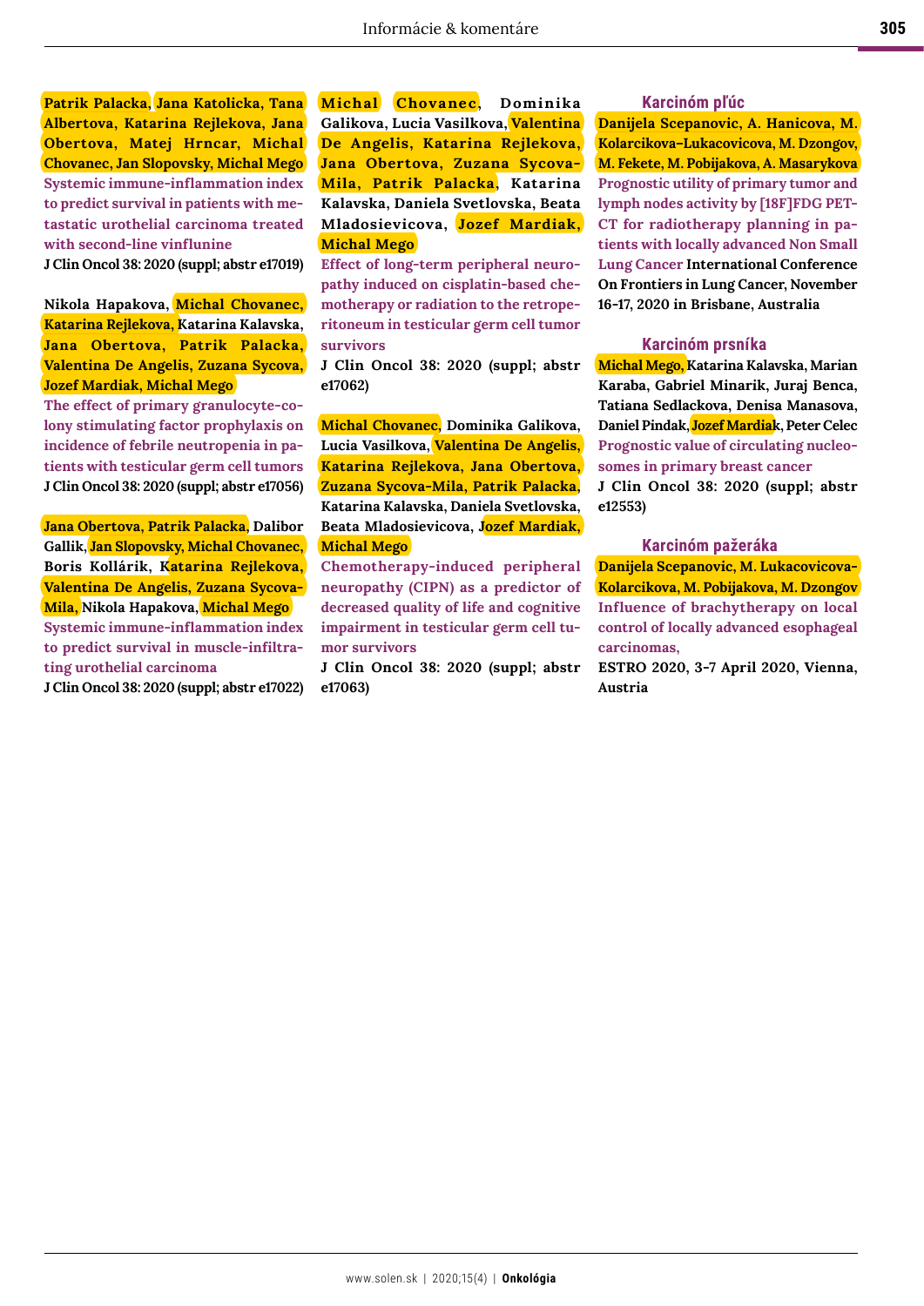**Patrik Palacka, Jana Katolicka, Tana Albertova, Katarina Rejlekova, Jana Obertova, Matej Hrncar, Michal Chovanec, Jan Slopovsky, Michal Mego**
**Systemic immune-inflammation index to predict survival in patients with metastatic urothelial carcinoma treated with second-line vinflunine**
J Clin Oncol 38: 2020 (suppl; abstr e17019)

**Nikola Hapakova, Michal Chovanec, Katarina Rejlekova, Katarina Kalavska, Jana Obertova, Patrik Palacka, Valentina De Angelis, Zuzana Sycova, Jozef Mardiak, Michal Mego**
**The effect of primary granulocyte-colony stimulating factor prophylaxis on incidence of febrile neutropenia in patients with testicular germ cell tumors**
J Clin Oncol 38: 2020 (suppl; abstr e17056)

**Jana Obertova, Patrik Palacka, Dalibor Gallik, Jan Slopovsky, Michal Chovanec, Boris Kollárik, Katarina Rejlekova, Valentina De Angelis, Zuzana Sycova-Mila, Nikola Hapakova, Michal Mego**
**Systemic immune-inflammation index to predict survival in muscle-infiltrating urothelial carcinoma**
J Clin Oncol 38: 2020 (suppl; abstr e17022)

**Michal Chovanec, Dominika Galikova, Lucia Vasilkova, Valentina De Angelis, Katarina Rejlekova, Jana Obertova, Zuzana Sycova-Mila, Patrik Palacka, Katarina Kalavska, Daniela Svetlovska, Beata Mladosievicova, Jozef Mardiak, Michal Mego**
**Effect of long-term peripheral neuropathy induced on cisplatin-based chemotherapy or radiation to the retroperitoneum in testicular germ cell tumor survivors**
J Clin Oncol 38: 2020 (suppl; abstr e17062)

**Michal Chovanec, Dominika Galikova, Lucia Vasilkova, Valentina De Angelis, Katarina Rejlekova, Jana Obertova, Zuzana Sycova-Mila, Patrik Palacka, Katarina Kalavska, Daniela Svetlovska, Beata Mladosievicova, Jozef Mardiak, Michal Mego**
**Chemotherapy-induced peripheral neuropathy (CIPN) as a predictor of decreased quality of life and cognitive impairment in testicular germ cell tumor survivors**
J Clin Oncol 38: 2020 (suppl; abstr e17063)

## Karcinóm pľúc

**Danijela Scepanovic, A. Hanicova, M. Kolarcikova-Lukacovicova, M. Dzongov, M. Fekete, M. Pobijakova, A. Masarykova**
**Prognostic utility of primary tumor and lymph nodes activity by [18F]FDG PET-CT for radiotherapy planning in patients with locally advanced Non Small Lung Cancer** International Conference On Frontiers in Lung Cancer, November 16-17, 2020 in Brisbane, Australia

## Karcinóm prsníka

**Michal Mego, Katarina Kalavska, Marian Karaba, Gabriel Minarik, Juraj Benca, Tatiana Sedlackova, Denisa Manasova, Daniel Pindak, Jozef Mardiak, Peter Celec**
**Prognostic value of circulating nucleosomes in primary breast cancer**
J Clin Oncol 38: 2020 (suppl; abstr e12553)

## Karcinóm pažeráka

**Danijela Scepanovic, M. Lukacovicova-Kolarcikova, M. Pobijakova, M. Dzongov**
**Influence of brachytherapy on local control of locally advanced esophageal carcinomas,**
ESTRO 2020, 3-7 April 2020, Vienna, Austria